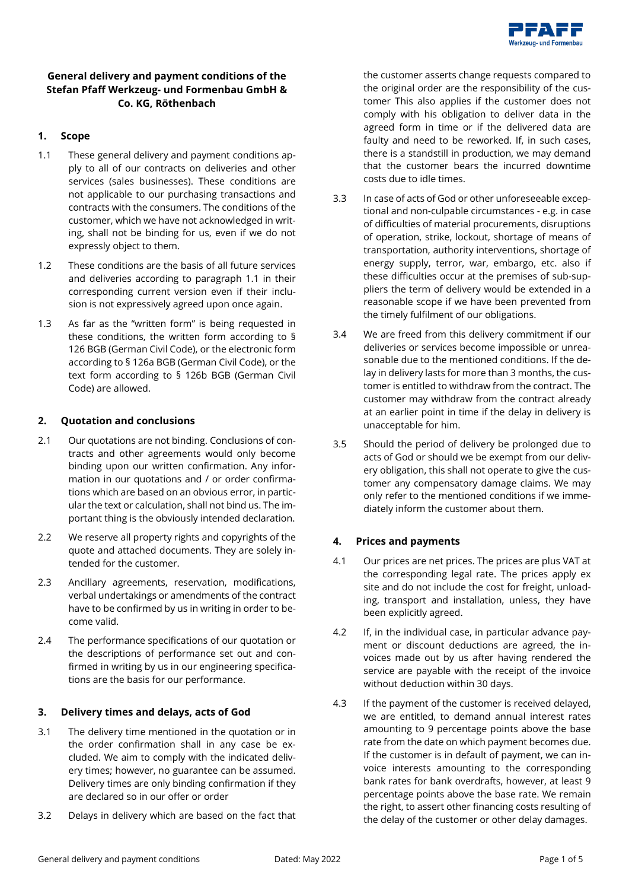**General delivery and payment conditions of the Stefan Pfaff Werkzeug- und Formenbau GmbH & Co. KG, Röthenbach**

## 1. Scope

1.1 These general delivery and payment conditions apply to all of our contracts on deliveries and other services (sales businesses). These conditions are not applicable to our purchasing transactions and contracts with the consumers. The conditions of the customer, which we have not acknowledged in writing, shall not be binding for us, even if we do not expressly object to them.

1.2 These conditions are the basis of all future services and deliveries according to paragraph 1.1 in their corresponding current version even if their inclusion is not expressively agreed upon once again.

1.3 As far as the "written form" is being requested in these conditions, the written form according to § 126 BGB (German Civil Code), or the electronic form according to § 126a BGB (German Civil Code), or the text form according to § 126b BGB (German Civil Code) are allowed.

## 2. Quotation and conclusions

2.1 Our quotations are not binding. Conclusions of contracts and other agreements would only become binding upon our written confirmation. Any information in our quotations and / or order confirmations which are based on an obvious error, in particular the text or calculation, shall not bind us. The important thing is the obviously intended declaration.

2.2 We reserve all property rights and copyrights of the quote and attached documents. They are solely intended for the customer.

2.3 Ancillary agreements, reservation, modifications, verbal undertakings or amendments of the contract have to be confirmed by us in writing in order to become valid.

2.4 The performance specifications of our quotation or the descriptions of performance set out and confirmed in writing by us in our engineering specifications are the basis for our performance.

## 3. Delivery times and delays, acts of God

3.1 The delivery time mentioned in the quotation or in the order confirmation shall in any case be excluded. We aim to comply with the indicated delivery times; however, no guarantee can be assumed. Delivery times are only binding confirmation if they are declared so in our offer or order

3.2 Delays in delivery which are based on the fact that the customer asserts change requests compared to the original order are the responsibility of the customer This also applies if the customer does not comply with his obligation to deliver data in the agreed form in time or if the delivered data are faulty and need to be reworked. If, in such cases, there is a standstill in production, we may demand that the customer bears the incurred downtime costs due to idle times.

3.3 In case of acts of God or other unforeseeable exceptional and non-culpable circumstances - e.g. in case of difficulties of material procurements, disruptions of operation, strike, lockout, shortage of means of transportation, authority interventions, shortage of energy supply, terror, war, embargo, etc. also if these difficulties occur at the premises of sub-suppliers the term of delivery would be extended in a reasonable scope if we have been prevented from the timely fulfilment of our obligations.

3.4 We are freed from this delivery commitment if our deliveries or services become impossible or unreasonable due to the mentioned conditions. If the delay in delivery lasts for more than 3 months, the customer is entitled to withdraw from the contract. The customer may withdraw from the contract already at an earlier point in time if the delay in delivery is unacceptable for him.

3.5 Should the period of delivery be prolonged due to acts of God or should we be exempt from our delivery obligation, this shall not operate to give the customer any compensatory damage claims. We may only refer to the mentioned conditions if we immediately inform the customer about them.

## 4. Prices and payments

4.1 Our prices are net prices. The prices are plus VAT at the corresponding legal rate. The prices apply ex site and do not include the cost for freight, unloading, transport and installation, unless, they have been explicitly agreed.

4.2 If, in the individual case, in particular advance payment or discount deductions are agreed, the invoices made out by us after having rendered the service are payable with the receipt of the invoice without deduction within 30 days.

4.3 If the payment of the customer is received delayed, we are entitled, to demand annual interest rates amounting to 9 percentage points above the base rate from the date on which payment becomes due. If the customer is in default of payment, we can invoice interests amounting to the corresponding bank rates for bank overdrafts, however, at least 9 percentage points above the base rate. We remain the right, to assert other financing costs resulting of the delay of the customer or other delay damages.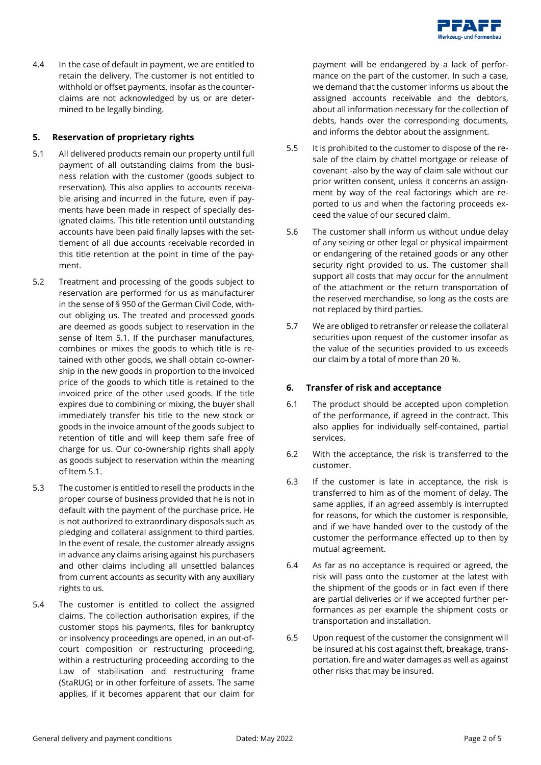4.4 In the case of default in payment, we are entitled to retain the delivery. The customer is not entitled to withhold or offset payments, insofar as the counterclaims are not acknowledged by us or are determined to be legally binding.

## 5. Reservation of proprietary rights

5.1 All delivered products remain our property until full payment of all outstanding claims from the business relation with the customer (goods subject to reservation). This also applies to accounts receivable arising and incurred in the future, even if payments have been made in respect of specially designated claims. This title retention until outstanding accounts have been paid finally lapses with the settlement of all due accounts receivable recorded in this title retention at the point in time of the payment.

5.2 Treatment and processing of the goods subject to reservation are performed for us as manufacturer in the sense of § 950 of the German Civil Code, without obliging us. The treated and processed goods are deemed as goods subject to reservation in the sense of Item 5.1. If the purchaser manufactures, combines or mixes the goods to which title is retained with other goods, we shall obtain co-ownership in the new goods in proportion to the invoiced price of the goods to which title is retained to the invoiced price of the other used goods. If the title expires due to combining or mixing, the buyer shall immediately transfer his title to the new stock or goods in the invoice amount of the goods subject to retention of title and will keep them safe free of charge for us. Our co-ownership rights shall apply as goods subject to reservation within the meaning of Item 5.1.

5.3 The customer is entitled to resell the products in the proper course of business provided that he is not in default with the payment of the purchase price. He is not authorized to extraordinary disposals such as pledging and collateral assignment to third parties. In the event of resale, the customer already assigns in advance any claims arising against his purchasers and other claims including all unsettled balances from current accounts as security with any auxiliary rights to us.

5.4 The customer is entitled to collect the assigned claims. The collection authorisation expires, if the customer stops his payments, files for bankruptcy or insolvency proceedings are opened, in an out-of-court composition or restructuring proceeding, within a restructuring proceeding according to the Law of stabilisation and restructuring frame (StaRUG) or in other forfeiture of assets. The same applies, if it becomes apparent that our claim for payment will be endangered by a lack of performance on the part of the customer. In such a case, we demand that the customer informs us about the assigned accounts receivable and the debtors, about all information necessary for the collection of debts, hands over the corresponding documents, and informs the debtor about the assignment.

5.5 It is prohibited to the customer to dispose of the resale of the claim by chattel mortgage or release of covenant -also by the way of claim sale without our prior written consent, unless it concerns an assignment by way of the real factorings which are reported to us and when the factoring proceeds exceed the value of our secured claim.

5.6 The customer shall inform us without undue delay of any seizing or other legal or physical impairment or endangering of the retained goods or any other security right provided to us. The customer shall support all costs that may occur for the annulment of the attachment or the return transportation of the reserved merchandise, so long as the costs are not replaced by third parties.

5.7 We are obliged to retransfer or release the collateral securities upon request of the customer insofar as the value of the securities provided to us exceeds our claim by a total of more than 20 %.

## 6. Transfer of risk and acceptance

6.1 The product should be accepted upon completion of the performance, if agreed in the contract. This also applies for individually self-contained, partial services.

6.2 With the acceptance, the risk is transferred to the customer.

6.3 If the customer is late in acceptance, the risk is transferred to him as of the moment of delay. The same applies, if an agreed assembly is interrupted for reasons, for which the customer is responsible, and if we have handed over to the custody of the customer the performance effected up to then by mutual agreement.

6.4 As far as no acceptance is required or agreed, the risk will pass onto the customer at the latest with the shipment of the goods or in fact even if there are partial deliveries or if we accepted further performances as per example the shipment costs or transportation and installation.

6.5 Upon request of the customer the consignment will be insured at his cost against theft, breakage, transportation, fire and water damages as well as against other risks that may be insured.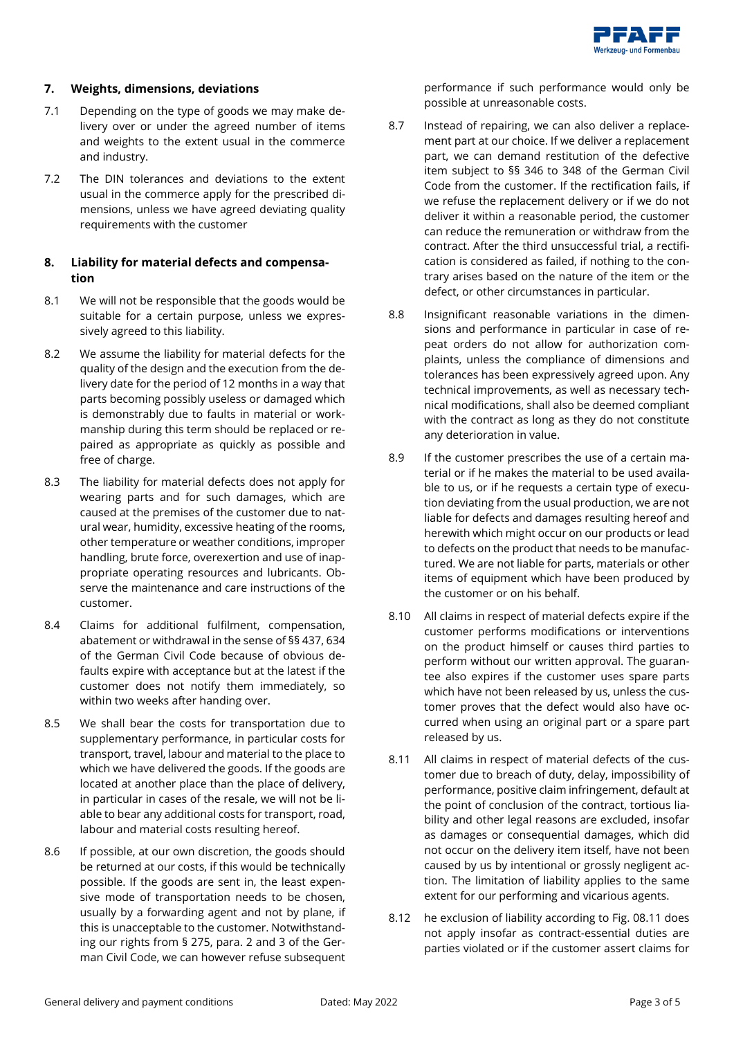## 7. Weights, dimensions, deviations

7.1 Depending on the type of goods we may make delivery over or under the agreed number of items and weights to the extent usual in the commerce and industry.

7.2 The DIN tolerances and deviations to the extent usual in the commerce apply for the prescribed dimensions, unless we have agreed deviating quality requirements with the customer

## 8. Liability for material defects and compensation

8.1 We will not be responsible that the goods would be suitable for a certain purpose, unless we expressively agreed to this liability.

8.2 We assume the liability for material defects for the quality of the design and the execution from the delivery date for the period of 12 months in a way that parts becoming possibly useless or damaged which is demonstrably due to faults in material or workmanship during this term should be replaced or repaired as appropriate as quickly as possible and free of charge.

8.3 The liability for material defects does not apply for wearing parts and for such damages, which are caused at the premises of the customer due to natural wear, humidity, excessive heating of the rooms, other temperature or weather conditions, improper handling, brute force, overexertion and use of inappropriate operating resources and lubricants. Observe the maintenance and care instructions of the customer.

8.4 Claims for additional fulfilment, compensation, abatement or withdrawal in the sense of §§ 437, 634 of the German Civil Code because of obvious defaults expire with acceptance but at the latest if the customer does not notify them immediately, so within two weeks after handing over.

8.5 We shall bear the costs for transportation due to supplementary performance, in particular costs for transport, travel, labour and material to the place to which we have delivered the goods. If the goods are located at another place than the place of delivery, in particular in cases of the resale, we will not be liable to bear any additional costs for transport, road, labour and material costs resulting hereof.

8.6 If possible, at our own discretion, the goods should be returned at our costs, if this would be technically possible. If the goods are sent in, the least expensive mode of transportation needs to be chosen, usually by a forwarding agent and not by plane, if this is unacceptable to the customer. Notwithstanding our rights from § 275, para. 2 and 3 of the German Civil Code, we can however refuse subsequent performance if such performance would only be possible at unreasonable costs.

8.7 Instead of repairing, we can also deliver a replacement part at our choice. If we deliver a replacement part, we can demand restitution of the defective item subject to §§ 346 to 348 of the German Civil Code from the customer. If the rectification fails, if we refuse the replacement delivery or if we do not deliver it within a reasonable period, the customer can reduce the remuneration or withdraw from the contract. After the third unsuccessful trial, a rectification is considered as failed, if nothing to the contrary arises based on the nature of the item or the defect, or other circumstances in particular.

8.8 Insignificant reasonable variations in the dimensions and performance in particular in case of repeat orders do not allow for authorization complaints, unless the compliance of dimensions and tolerances has been expressively agreed upon. Any technical improvements, as well as necessary technical modifications, shall also be deemed compliant with the contract as long as they do not constitute any deterioration in value.

8.9 If the customer prescribes the use of a certain material or if he makes the material to be used available to us, or if he requests a certain type of execution deviating from the usual production, we are not liable for defects and damages resulting hereof and herewith which might occur on our products or lead to defects on the product that needs to be manufactured. We are not liable for parts, materials or other items of equipment which have been produced by the customer or on his behalf.

8.10 All claims in respect of material defects expire if the customer performs modifications or interventions on the product himself or causes third parties to perform without our written approval. The guarantee also expires if the customer uses spare parts which have not been released by us, unless the customer proves that the defect would also have occurred when using an original part or a spare part released by us.

8.11 All claims in respect of material defects of the customer due to breach of duty, delay, impossibility of performance, positive claim infringement, default at the point of conclusion of the contract, tortious liability and other legal reasons are excluded, insofar as damages or consequential damages, which did not occur on the delivery item itself, have not been caused by us by intentional or grossly negligent action. The limitation of liability applies to the same extent for our performing and vicarious agents.

8.12 he exclusion of liability according to Fig. 08.11 does not apply insofar as contract-essential duties are parties violated or if the customer assert claims for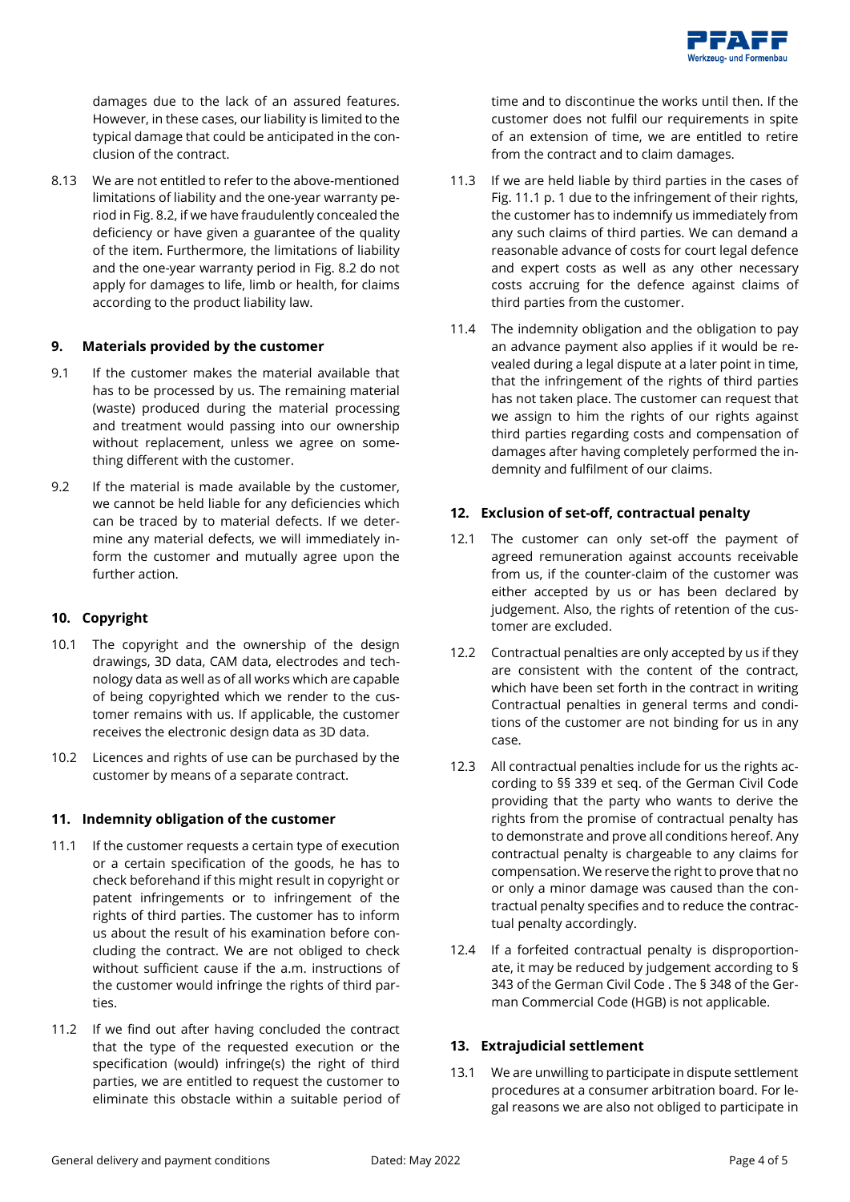damages due to the lack of an assured features. However, in these cases, our liability is limited to the typical damage that could be anticipated in the conclusion of the contract.

8.13 We are not entitled to refer to the above-mentioned limitations of liability and the one-year warranty period in Fig. 8.2, if we have fraudulently concealed the deficiency or have given a guarantee of the quality of the item. Furthermore, the limitations of liability and the one-year warranty period in Fig. 8.2 do not apply for damages to life, limb or health, for claims according to the product liability law.

## 9. Materials provided by the customer

9.1 If the customer makes the material available that has to be processed by us. The remaining material (waste) produced during the material processing and treatment would passing into our ownership without replacement, unless we agree on something different with the customer.

9.2 If the material is made available by the customer, we cannot be held liable for any deficiencies which can be traced by to material defects. If we determine any material defects, we will immediately inform the customer and mutually agree upon the further action.

## 10. Copyright

10.1 The copyright and the ownership of the design drawings, 3D data, CAM data, electrodes and technology data as well as of all works which are capable of being copyrighted which we render to the customer remains with us. If applicable, the customer receives the electronic design data as 3D data.

10.2 Licences and rights of use can be purchased by the customer by means of a separate contract.

## 11. Indemnity obligation of the customer

11.1 If the customer requests a certain type of execution or a certain specification of the goods, he has to check beforehand if this might result in copyright or patent infringements or to infringement of the rights of third parties. The customer has to inform us about the result of his examination before concluding the contract. We are not obliged to check without sufficient cause if the a.m. instructions of the customer would infringe the rights of third parties.

11.2 If we find out after having concluded the contract that the type of the requested execution or the specification (would) infringe(s) the right of third parties, we are entitled to request the customer to eliminate this obstacle within a suitable period of time and to discontinue the works until then. If the customer does not fulfil our requirements in spite of an extension of time, we are entitled to retire from the contract and to claim damages.

11.3 If we are held liable by third parties in the cases of Fig. 11.1 p. 1 due to the infringement of their rights, the customer has to indemnify us immediately from any such claims of third parties. We can demand a reasonable advance of costs for court legal defence and expert costs as well as any other necessary costs accruing for the defence against claims of third parties from the customer.

11.4 The indemnity obligation and the obligation to pay an advance payment also applies if it would be revealed during a legal dispute at a later point in time, that the infringement of the rights of third parties has not taken place. The customer can request that we assign to him the rights of our rights against third parties regarding costs and compensation of damages after having completely performed the indemnity and fulfilment of our claims.

## 12. Exclusion of set-off, contractual penalty

12.1 The customer can only set-off the payment of agreed remuneration against accounts receivable from us, if the counter-claim of the customer was either accepted by us or has been declared by judgement. Also, the rights of retention of the customer are excluded.

12.2 Contractual penalties are only accepted by us if they are consistent with the content of the contract, which have been set forth in the contract in writing Contractual penalties in general terms and conditions of the customer are not binding for us in any case.

12.3 All contractual penalties include for us the rights according to §§ 339 et seq. of the German Civil Code providing that the party who wants to derive the rights from the promise of contractual penalty has to demonstrate and prove all conditions hereof. Any contractual penalty is chargeable to any claims for compensation. We reserve the right to prove that no or only a minor damage was caused than the contractual penalty specifies and to reduce the contractual penalty accordingly.

12.4 If a forfeited contractual penalty is disproportionate, it may be reduced by judgement according to § 343 of the German Civil Code . The § 348 of the German Commercial Code (HGB) is not applicable.

## 13. Extrajudicial settlement

13.1 We are unwilling to participate in dispute settlement procedures at a consumer arbitration board. For legal reasons we are also not obliged to participate in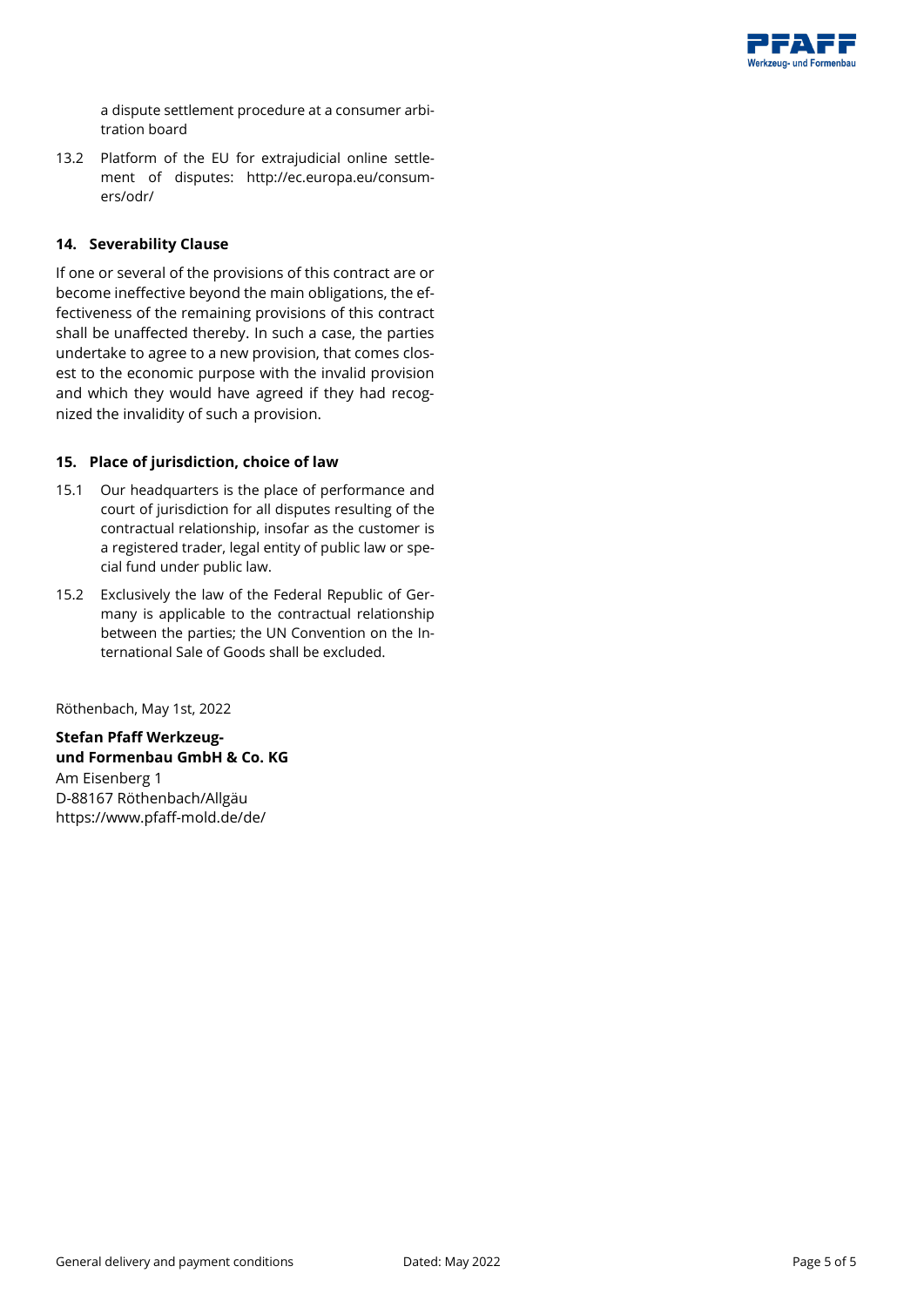a dispute settlement procedure at a consumer arbitration board

13.2 Platform of the EU for extrajudicial online settlement of disputes: http://ec.europa.eu/consumers/odr/

### 14. Severability Clause

If one or several of the provisions of this contract are or become ineffective beyond the main obligations, the effectiveness of the remaining provisions of this contract shall be unaffected thereby. In such a case, the parties undertake to agree to a new provision, that comes closest to the economic purpose with the invalid provision and which they would have agreed if they had recognized the invalidity of such a provision.

### 15. Place of jurisdiction, choice of law

15.1 Our headquarters is the place of performance and court of jurisdiction for all disputes resulting of the contractual relationship, insofar as the customer is a registered trader, legal entity of public law or special fund under public law.

15.2 Exclusively the law of the Federal Republic of Germany is applicable to the contractual relationship between the parties; the UN Convention on the International Sale of Goods shall be excluded.

Röthenbach, May 1st, 2022

**Stefan Pfaff Werkzeug- und Formenbau GmbH & Co. KG**
Am Eisenberg 1
D-88167 Röthenbach/Allgäu
https://www.pfaff-mold.de/de/